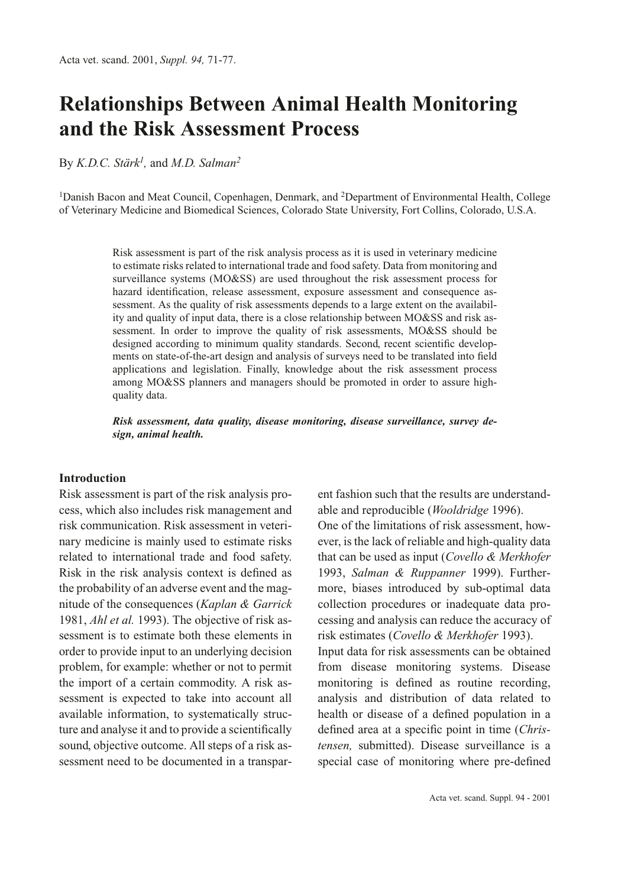# Relationships Between Animal Health Monitoring and the Risk Assessment Process

By *K.D.C. Stärk*[1], and *M.D. Salman*[2]

[1]Danish Bacon and Meat Council, Copenhagen, Denmark, and [2]Department of Environmental Health, College of Veterinary Medicine and Biomedical Sciences, Colorado State University, Fort Collins, Colorado, U.S.A.

Risk assessment is part of the risk analysis process as it is used in veterinary medicine to estimate risks related to international trade and food safety. Data from monitoring and surveillance systems (MO&SS) are used throughout the risk assessment process for hazard identification, release assessment, exposure assessment and consequence assessment. As the quality of risk assessments depends to a large extent on the availability and quality of input data, there is a close relationship between MO&SS and risk assessment. In order to improve the quality of risk assessments, MO&SS should be designed according to minimum quality standards. Second, recent scientific developments on state-of-the-art design and analysis of surveys need to be translated into field applications and legislation. Finally, knowledge about the risk assessment process among MO&SS planners and managers should be promoted in order to assure high-quality data.

***Risk assessment, data quality, disease monitoring, disease surveillance, survey design, animal health.***

## Introduction

Risk assessment is part of the risk analysis process, which also includes risk management and risk communication. Risk assessment in veterinary medicine is mainly used to estimate risks related to international trade and food safety. Risk in the risk analysis context is defined as the probability of an adverse event and the magnitude of the consequences (*Kaplan & Garrick* 1981, *Ahl et al.* 1993). The objective of risk assessment is to estimate both these elements in order to provide input to an underlying decision problem, for example: whether or not to permit the import of a certain commodity. A risk assessment is expected to take into account all available information, to systematically structure and analyse it and to provide a scientifically sound, objective outcome. All steps of a risk assessment need to be documented in a transparent fashion such that the results are understandable and reproducible (*Wooldridge* 1996).

One of the limitations of risk assessment, however, is the lack of reliable and high-quality data that can be used as input (*Covello & Merkhofer* 1993, *Salman & Ruppanner* 1999). Furthermore, biases introduced by sub-optimal data collection procedures or inadequate data processing and analysis can reduce the accuracy of risk estimates (*Covello & Merkhofer* 1993).

Input data for risk assessments can be obtained from disease monitoring systems. Disease monitoring is defined as routine recording, analysis and distribution of data related to health or disease of a defined population in a defined area at a specific point in time (*Christensen,* submitted). Disease surveillance is a special case of monitoring where pre-defined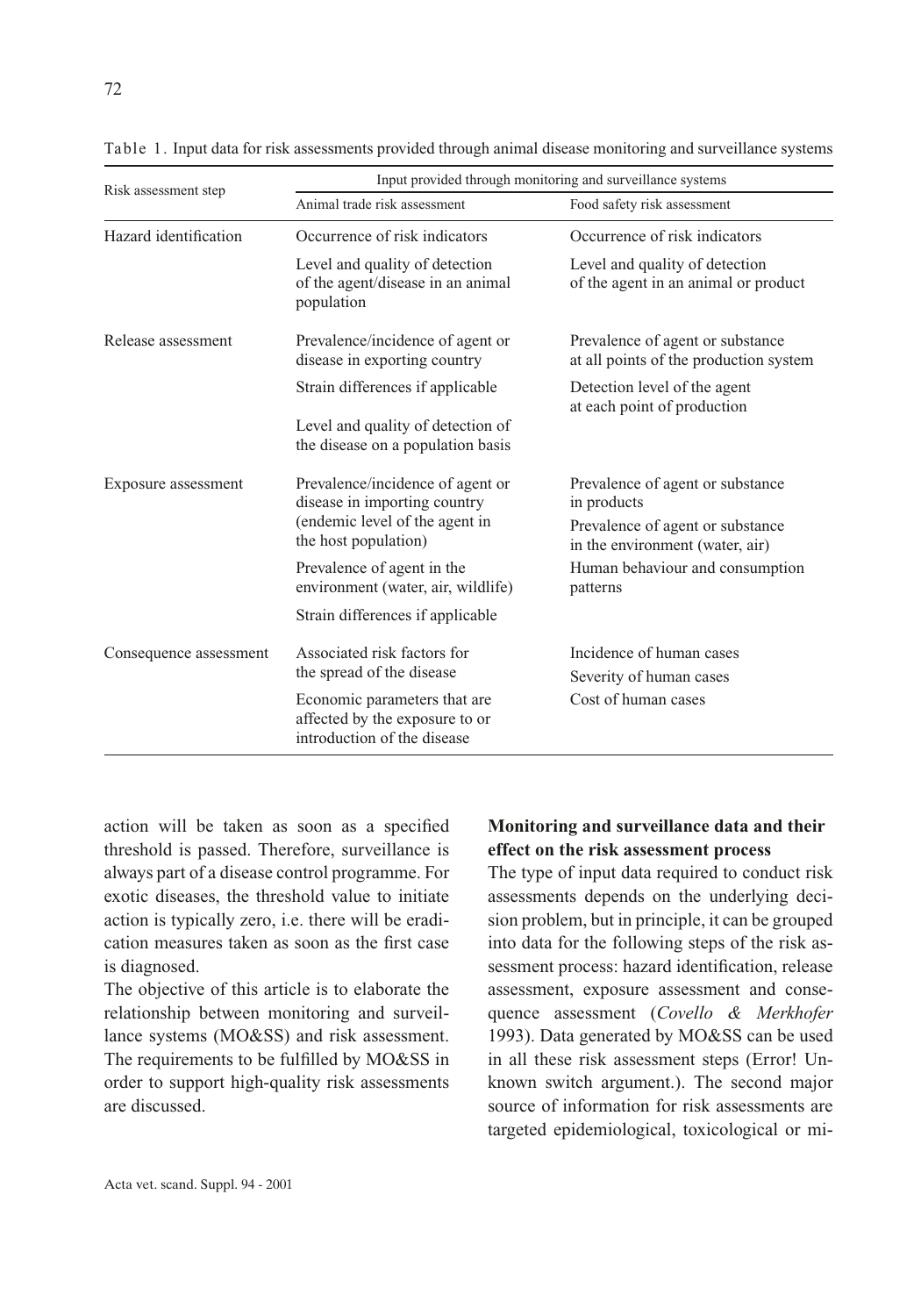Table 1. Input data for risk assessments provided through animal disease monitoring and surveillance systems

| Risk assessment step | Input provided through monitoring and surveillance systems | |
|---|---|---|
| | Animal trade risk assessment | Food safety risk assessment |
| Hazard identification | Occurrence of risk indicators<br>Level and quality of detection of the agent/disease in an animal population | Occurrence of risk indicators<br>Level and quality of detection of the agent in an animal or product |
| Release assessment | Prevalence/incidence of agent or disease in exporting country<br>Strain differences if applicable<br>Level and quality of detection of the disease on a population basis | Prevalence of agent or substance at all points of the production system<br>Detection level of the agent at each point of production |
| Exposure assessment | Prevalence/incidence of agent or disease in importing country (endemic level of the agent in the host population)<br>Prevalence of agent in the environment (water, air, wildlife)<br>Strain differences if applicable | Prevalence of agent or substance in products<br>Prevalence of agent or substance in the environment (water, air)<br>Human behaviour and consumption patterns |
| Consequence assessment | Associated risk factors for the spread of the disease<br>Economic parameters that are affected by the exposure to or introduction of the disease | Incidence of human cases<br>Severity of human cases<br>Cost of human cases |

action will be taken as soon as a specified threshold is passed. Therefore, surveillance is always part of a disease control programme. For exotic diseases, the threshold value to initiate action is typically zero, i.e. there will be eradication measures taken as soon as the first case is diagnosed.

The objective of this article is to elaborate the relationship between monitoring and surveillance systems (MO&SS) and risk assessment. The requirements to be fulfilled by MO&SS in order to support high-quality risk assessments are discussed.

**Monitoring and surveillance data and their effect on the risk assessment process**

The type of input data required to conduct risk assessments depends on the underlying decision problem, but in principle, it can be grouped into data for the following steps of the risk assessment process: hazard identification, release assessment, exposure assessment and consequence assessment (*Covello & Merkhofer* 1993). Data generated by MO&SS can be used in all these risk assessment steps (Error! Unknown switch argument.). The second major source of information for risk assessments are targeted epidemiological, toxicological or mi-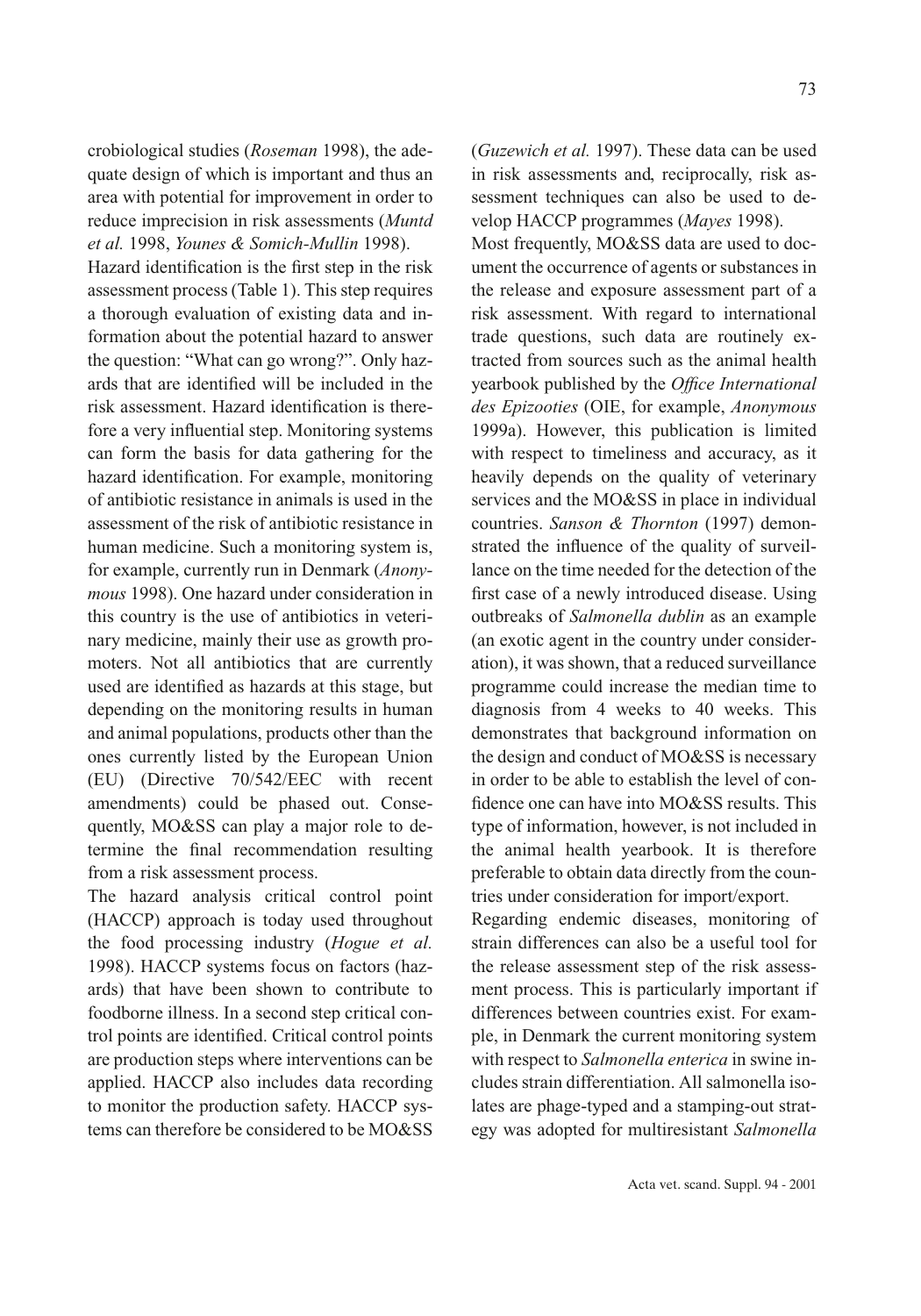crobiological studies (*Roseman* 1998), the adequate design of which is important and thus an area with potential for improvement in order to reduce imprecision in risk assessments (*Muntd et al.* 1998, *Younes & Somich-Mullin* 1998).

Hazard identification is the first step in the risk assessment process (Table 1). This step requires a thorough evaluation of existing data and information about the potential hazard to answer the question: "What can go wrong?". Only hazards that are identified will be included in the risk assessment. Hazard identification is therefore a very influential step. Monitoring systems can form the basis for data gathering for the hazard identification. For example, monitoring of antibiotic resistance in animals is used in the assessment of the risk of antibiotic resistance in human medicine. Such a monitoring system is, for example, currently run in Denmark (*Anonymous* 1998). One hazard under consideration in this country is the use of antibiotics in veterinary medicine, mainly their use as growth promoters. Not all antibiotics that are currently used are identified as hazards at this stage, but depending on the monitoring results in human and animal populations, products other than the ones currently listed by the European Union (EU) (Directive 70/542/EEC with recent amendments) could be phased out. Consequently, MO&SS can play a major role to determine the final recommendation resulting from a risk assessment process.

The hazard analysis critical control point (HACCP) approach is today used throughout the food processing industry (*Hogue et al.* 1998). HACCP systems focus on factors (hazards) that have been shown to contribute to foodborne illness. In a second step critical control points are identified. Critical control points are production steps where interventions can be applied. HACCP also includes data recording to monitor the production safety. HACCP systems can therefore be considered to be MO&SS (*Guzewich et al.* 1997). These data can be used in risk assessments and, reciprocally, risk assessment techniques can also be used to develop HACCP programmes (*Mayes* 1998).

Most frequently, MO&SS data are used to document the occurrence of agents or substances in the release and exposure assessment part of a risk assessment. With regard to international trade questions, such data are routinely extracted from sources such as the animal health yearbook published by the *Office International des Epizooties* (OIE, for example, *Anonymous* 1999a). However, this publication is limited with respect to timeliness and accuracy, as it heavily depends on the quality of veterinary services and the MO&SS in place in individual countries. *Sanson & Thornton* (1997) demonstrated the influence of the quality of surveillance on the time needed for the detection of the first case of a newly introduced disease. Using outbreaks of *Salmonella dublin* as an example (an exotic agent in the country under consideration), it was shown, that a reduced surveillance programme could increase the median time to diagnosis from 4 weeks to 40 weeks. This demonstrates that background information on the design and conduct of MO&SS is necessary in order to be able to establish the level of confidence one can have into MO&SS results. This type of information, however, is not included in the animal health yearbook. It is therefore preferable to obtain data directly from the countries under consideration for import/export.

Regarding endemic diseases, monitoring of strain differences can also be a useful tool for the release assessment step of the risk assessment process. This is particularly important if differences between countries exist. For example, in Denmark the current monitoring system with respect to *Salmonella enterica* in swine includes strain differentiation. All salmonella isolates are phage-typed and a stamping-out strategy was adopted for multiresistant *Salmonella*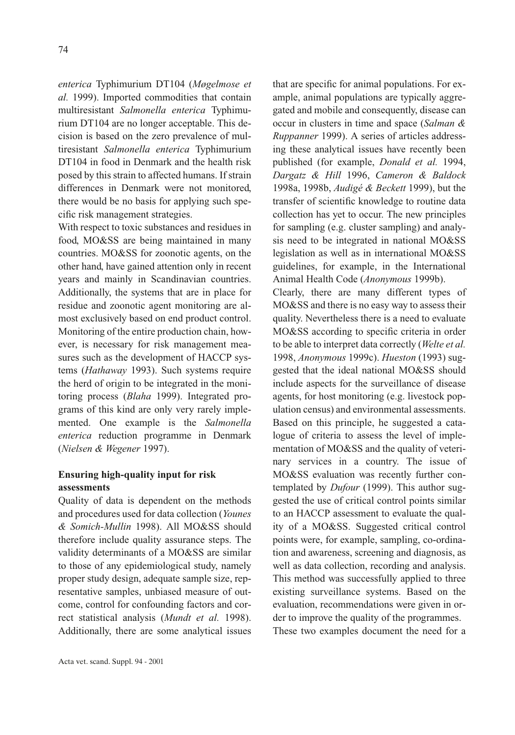*enterica* Typhimurium DT104 (*Møgelmose et al.* 1999). Imported commodities that contain multiresistant *Salmonella enterica* Typhimurium DT104 are no longer acceptable. This decision is based on the zero prevalence of multiresistant *Salmonella enterica* Typhimurium DT104 in food in Denmark and the health risk posed by this strain to affected humans. If strain differences in Denmark were not monitored, there would be no basis for applying such specific risk management strategies.

With respect to toxic substances and residues in food, MO&SS are being maintained in many countries. MO&SS for zoonotic agents, on the other hand, have gained attention only in recent years and mainly in Scandinavian countries. Additionally, the systems that are in place for residue and zoonotic agent monitoring are almost exclusively based on end product control. Monitoring of the entire production chain, however, is necessary for risk management measures such as the development of HACCP systems (*Hathaway* 1993). Such systems require the herd of origin to be integrated in the monitoring process (*Blaha* 1999). Integrated programs of this kind are only very rarely implemented. One example is the *Salmonella enterica* reduction programme in Denmark (*Nielsen & Wegener* 1997).

## Ensuring high-quality input for risk assessments

Quality of data is dependent on the methods and procedures used for data collection (*Younes & Somich-Mullin* 1998). All MO&SS should therefore include quality assurance steps. The validity determinants of a MO&SS are similar to those of any epidemiological study, namely proper study design, adequate sample size, representative samples, unbiased measure of outcome, control for confounding factors and correct statistical analysis (*Mundt et al.* 1998). Additionally, there are some analytical issues that are specific for animal populations. For example, animal populations are typically aggregated and mobile and consequently, disease can occur in clusters in time and space (*Salman & Ruppanner* 1999). A series of articles addressing these analytical issues have recently been published (for example, *Donald et al.* 1994, *Dargatz & Hill* 1996, *Cameron & Baldock* 1998a, 1998b, *Audigé & Beckett* 1999), but the transfer of scientific knowledge to routine data collection has yet to occur. The new principles for sampling (e.g. cluster sampling) and analysis need to be integrated in national MO&SS legislation as well as in international MO&SS guidelines, for example, in the International Animal Health Code (*Anonymous* 1999b).

Clearly, there are many different types of MO&SS and there is no easy way to assess their quality. Nevertheless there is a need to evaluate MO&SS according to specific criteria in order to be able to interpret data correctly (*Welte et al.* 1998, *Anonymous* 1999c). *Hueston* (1993) suggested that the ideal national MO&SS should include aspects for the surveillance of disease agents, for host monitoring (e.g. livestock population census) and environmental assessments. Based on this principle, he suggested a catalogue of criteria to assess the level of implementation of MO&SS and the quality of veterinary services in a country. The issue of MO&SS evaluation was recently further contemplated by *Dufour* (1999). This author suggested the use of critical control points similar to an HACCP assessment to evaluate the quality of a MO&SS. Suggested critical control points were, for example, sampling, co-ordination and awareness, screening and diagnosis, as well as data collection, recording and analysis. This method was successfully applied to three existing surveillance systems. Based on the evaluation, recommendations were given in order to improve the quality of the programmes.

These two examples document the need for a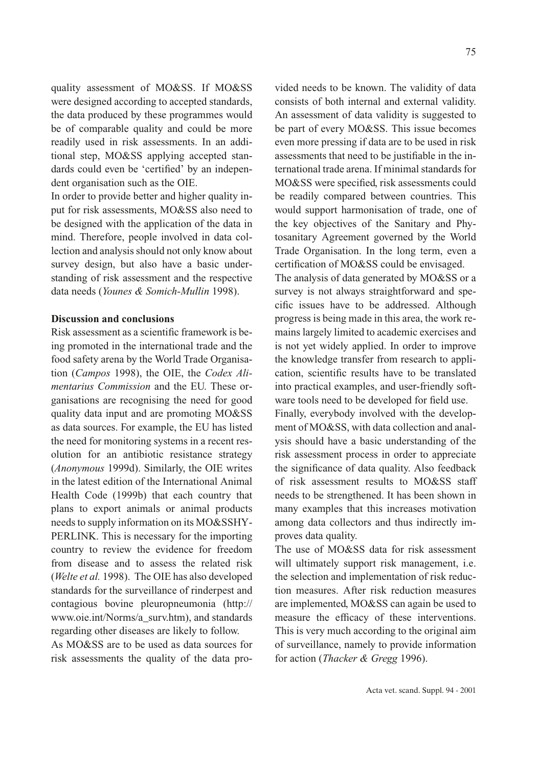quality assessment of MO&SS. If MO&SS were designed according to accepted standards, the data produced by these programmes would be of comparable quality and could be more readily used in risk assessments. In an additional step, MO&SS applying accepted standards could even be 'certified' by an independent organisation such as the OIE.

In order to provide better and higher quality input for risk assessments, MO&SS also need to be designed with the application of the data in mind. Therefore, people involved in data collection and analysis should not only know about survey design, but also have a basic understanding of risk assessment and the respective data needs (*Younes & Somich-Mullin* 1998).

**Discussion and conclusions**

Risk assessment as a scientific framework is being promoted in the international trade and the food safety arena by the World Trade Organisation (*Campos* 1998), the OIE, the *Codex Alimentarius Commission* and the EU. These organisations are recognising the need for good quality data input and are promoting MO&SS as data sources. For example, the EU has listed the need for monitoring systems in a recent resolution for an antibiotic resistance strategy (*Anonymous* 1999d). Similarly, the OIE writes in the latest edition of the International Animal Health Code (1999b) that each country that plans to export animals or animal products needs to supply information on its MO&SSHYPERLINK. This is necessary for the importing country to review the evidence for freedom from disease and to assess the related risk (*Welte et al.* 1998). The OIE has also developed standards for the surveillance of rinderpest and contagious bovine pleuropneumonia (http://www.oie.int/Norms/a_surv.htm), and standards regarding other diseases are likely to follow.

As MO&SS are to be used as data sources for risk assessments the quality of the data provided needs to be known. The validity of data consists of both internal and external validity. An assessment of data validity is suggested to be part of every MO&SS. This issue becomes even more pressing if data are to be used in risk assessments that need to be justifiable in the international trade arena. If minimal standards for MO&SS were specified, risk assessments could be readily compared between countries. This would support harmonisation of trade, one of the key objectives of the Sanitary and Phytosanitary Agreement governed by the World Trade Organisation. In the long term, even a certification of MO&SS could be envisaged.

The analysis of data generated by MO&SS or a survey is not always straightforward and specific issues have to be addressed. Although progress is being made in this area, the work remains largely limited to academic exercises and is not yet widely applied. In order to improve the knowledge transfer from research to application, scientific results have to be translated into practical examples, and user-friendly software tools need to be developed for field use.

Finally, everybody involved with the development of MO&SS, with data collection and analysis should have a basic understanding of the risk assessment process in order to appreciate the significance of data quality. Also feedback of risk assessment results to MO&SS staff needs to be strengthened. It has been shown in many examples that this increases motivation among data collectors and thus indirectly improves data quality.

The use of MO&SS data for risk assessment will ultimately support risk management, i.e. the selection and implementation of risk reduction measures. After risk reduction measures are implemented, MO&SS can again be used to measure the efficacy of these interventions. This is very much according to the original aim of surveillance, namely to provide information for action (*Thacker & Gregg* 1996).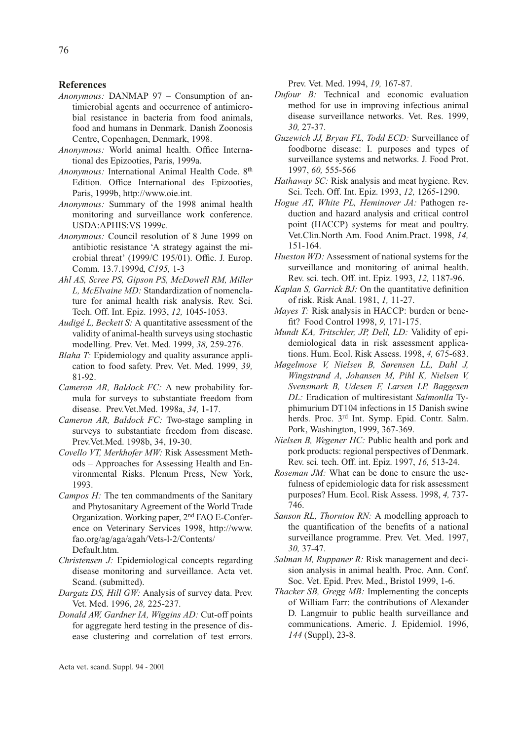## References

*Anonymous:* DANMAP 97 – Consumption of antimicrobial agents and occurrence of antimicrobial resistance in bacteria from food animals, food and humans in Denmark. Danish Zoonosis Centre, Copenhagen, Denmark, 1998.

*Anonymous:* World animal health. Office International des Epizooties, Paris, 1999a.

*Anonymous:* International Animal Health Code. 8th Edition. Office International des Epizooties, Paris, 1999b, http://www.oie.int.

*Anonymous:* Summary of the 1998 animal health monitoring and surveillance work conference. USDA:APHIS:VS 1999c.

*Anonymous:* Council resolution of 8 June 1999 on antibiotic resistance 'A strategy against the microbial threat' (1999/C 195/01). Offic. J. Europ. Comm. 13.7.1999d, *C195,* 1-3

*Ahl AS, Scree PS, Gipson PS, McDowell RM, Miller L, McElvaine MD:* Standardization of nomenclature for animal health risk analysis. Rev. Sci. Tech. Off. Int. Epiz. 1993, *12,* 1045-1053.

*Audigé L, Beckett S:* A quantitative assessment of the validity of animal-health surveys using stochastic modelling. Prev. Vet. Med. 1999, *38,* 259-276.

*Blaha T:* Epidemiology and quality assurance application to food safety. Prev. Vet. Med. 1999, *39,* 81-92.

*Cameron AR, Baldock FC:* A new probability formula for surveys to substantiate freedom from disease. Prev.Vet.Med. 1998a, *34,* 1-17.

*Cameron AR, Baldock FC:* Two-stage sampling in surveys to substantiate freedom from disease. Prev.Vet.Med. 1998b, 34, 19-30.

*Covello VT, Merkhofer MW:* Risk Assessment Methods – Approaches for Assessing Health and Environmental Risks. Plenum Press, New York, 1993.

*Campos H:* The ten commandments of the Sanitary and Phytosanitary Agreement of the World Trade Organization. Working paper, 2nd FAO E-Conference on Veterinary Services 1998, http://www.fao.org/ag/aga/agah/Vets-l-2/Contents/Default.htm.

*Christensen J:* Epidemiological concepts regarding disease monitoring and surveillance. Acta vet. Scand. (submitted).

*Dargatz DS, Hill GW:* Analysis of survey data. Prev. Vet. Med. 1996, *28,* 225-237.

*Donald AW, Gardner IA, Wiggins AD:* Cut-off points for aggregate herd testing in the presence of disease clustering and correlation of test errors. Prev. Vet. Med. 1994, *19,* 167-87.

*Dufour B:* Technical and economic evaluation method for use in improving infectious animal disease surveillance networks. Vet. Res. 1999, *30,* 27-37.

*Guzewich JJ, Bryan FL, Todd ECD:* Surveillance of foodborne disease: I. purposes and types of surveillance systems and networks. J. Food Prot. 1997, *60,* 555-566

*Hathaway SC:* Risk analysis and meat hygiene. Rev. Sci. Tech. Off. Int. Epiz. 1993, *12,* 1265-1290.

*Hogue AT, White PL, Heminover JA:* Pathogen reduction and hazard analysis and critical control point (HACCP) systems for meat and poultry. Vet.Clin.North Am. Food Anim.Pract. 1998, *14,* 151-164.

*Hueston WD:* Assessment of national systems for the surveillance and monitoring of animal health. Rev. sci. tech. Off. int. Epiz. 1993, *12,* 1187-96.

*Kaplan S, Garrick BJ:* On the quantitative definition of risk. Risk Anal. 1981, *1,* 11-27.

*Mayes T:* Risk analysis in HACCP: burden or benefit? Food Control 1998, *9,* 171-175.

*Mundt KA, Tritschler, JP, Dell, LD:* Validity of epidemiological data in risk assessment applications. Hum. Ecol. Risk Assess. 1998, *4,* 675-683.

*Møgelmose V, Nielsen B, Sørensen LL, Dahl J, Wingstrand A, Johansen M, Pihl K, Nielsen V, Svensmark B, Udesen F, Larsen LP, Baggesen DL:* Eradication of multiresistant *Salmonlla* Typhimurium DT104 infections in 15 Danish swine herds. Proc. 3rd Int. Symp. Epid. Contr. Salm. Pork, Washington, 1999, 367-369.

*Nielsen B, Wegener HC:* Public health and pork and pork products: regional perspectives of Denmark. Rev. sci. tech. Off. int. Epiz. 1997, *16,* 513-24.

*Roseman JM:* What can be done to ensure the usefulness of epidemiologic data for risk assessment purposes? Hum. Ecol. Risk Assess. 1998, *4,* 737-746.

*Sanson RL, Thornton RN:* A modelling approach to the quantification of the benefits of a national surveillance programme. Prev. Vet. Med. 1997, *30,* 37-47.

*Salman M, Ruppaner R:* Risk management and decision analysis in animal health. Proc. Ann. Conf. Soc. Vet. Epid. Prev. Med., Bristol 1999, 1-6.

*Thacker SB, Gregg MB:* Implementing the concepts of William Farr: the contributions of Alexander D. Langmuir to public health surveillance and communications. Americ. J. Epidemiol. 1996, *144* (Suppl), 23-8.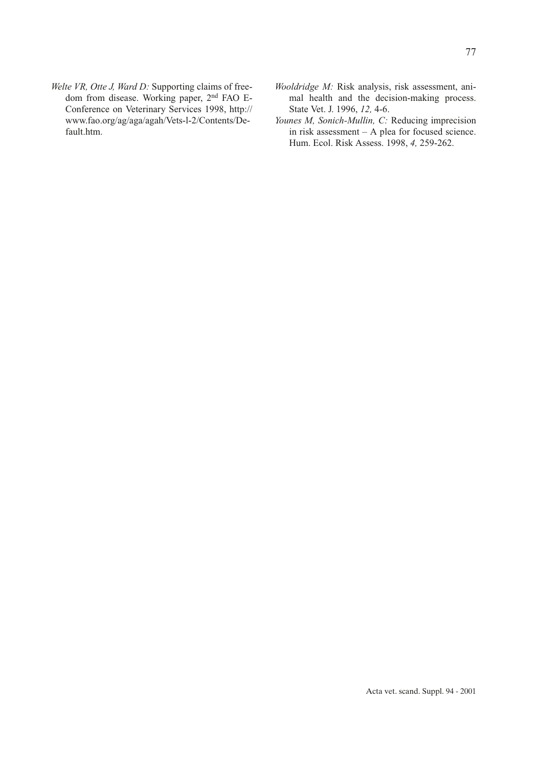*Welte VR, Otte J, Ward D:* Supporting claims of freedom from disease. Working paper, 2nd FAO E-Conference on Veterinary Services 1998, http://www.fao.org/ag/aga/agah/Vets-l-2/Contents/Default.htm.

*Wooldridge M:* Risk analysis, risk assessment, animal health and the decision-making process. State Vet. J. 1996, *12,* 4-6.

*Younes M, Sonich-Mullin, C:* Reducing imprecision in risk assessment – A plea for focused science. Hum. Ecol. Risk Assess. 1998, *4,* 259-262.